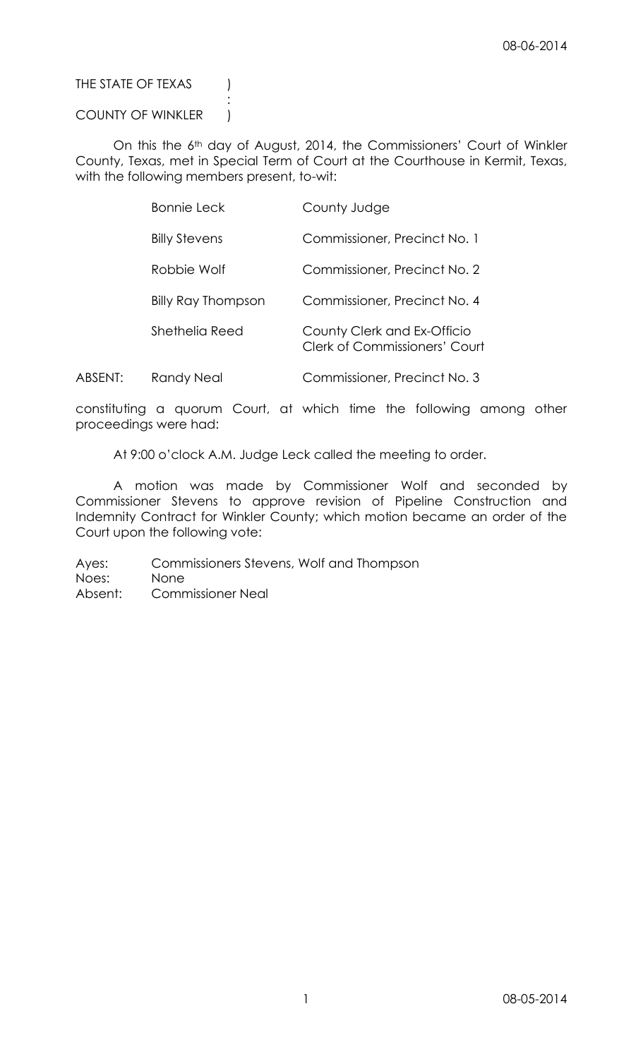THE STATE OF TEXAS )
:
COUNTY OF WINKLER )

On this the 6th day of August, 2014, the Commissioners' Court of Winkler County, Texas, met in Special Term of Court at the Courthouse in Kermit, Texas, with the following members present, to-wit:

| | | |
|---|---|---|
| | Bonnie Leck | County Judge |
| | Billy Stevens | Commissioner, Precinct No. 1 |
| | Robbie Wolf | Commissioner, Precinct No. 2 |
| | Billy Ray Thompson | Commissioner, Precinct No. 4 |
| | Shethelia Reed | County Clerk and Ex-Officio Clerk of Commissioners' Court |
| ABSENT: | Randy Neal | Commissioner, Precinct No. 3 |

constituting a quorum Court, at which time the following among other proceedings were had:

At 9:00 o'clock A.M. Judge Leck called the meeting to order.

A motion was made by Commissioner Wolf and seconded by Commissioner Stevens to approve revision of Pipeline Construction and Indemnity Contract for Winkler County; which motion became an order of the Court upon the following vote:

Ayes: Commissioners Stevens, Wolf and Thompson
Noes: None
Absent: Commissioner Neal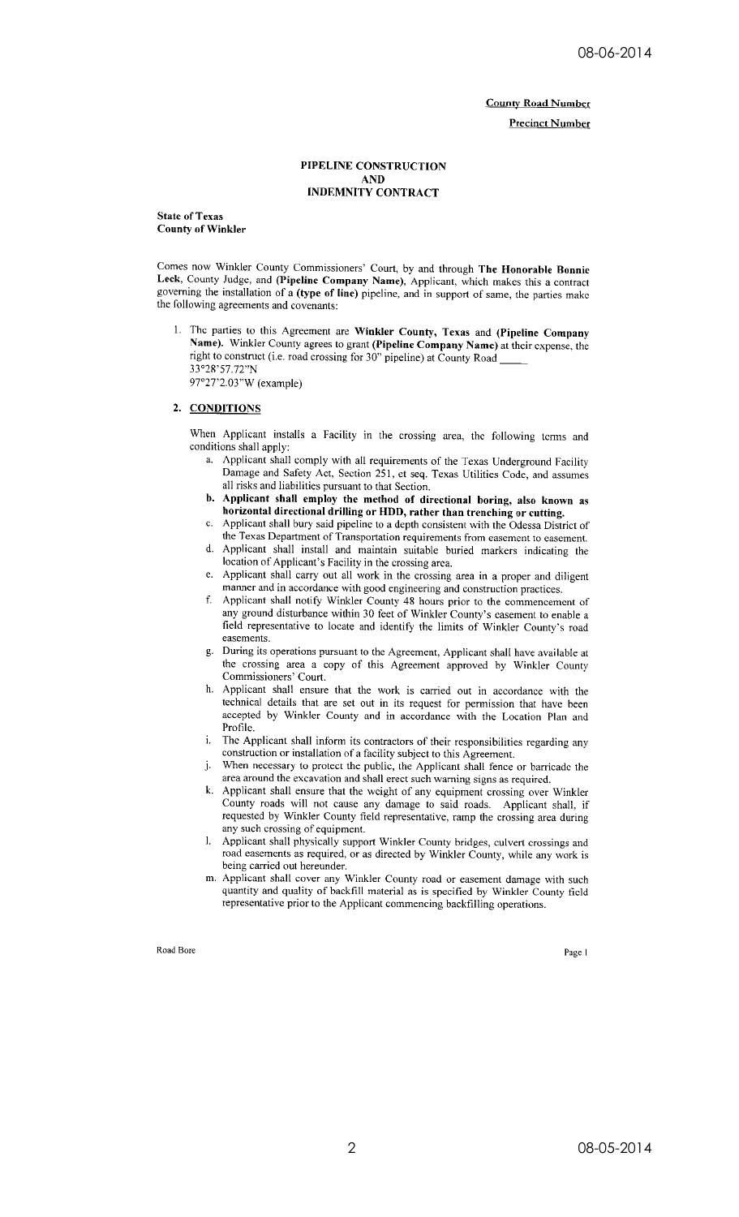County Road Number

Precinct Number

# PIPELINE CONSTRUCTION AND INDEMNITY CONTRACT

**State of Texas**
**County of Winkler**

Comes now Winkler County Commissioners' Court, by and through **The Honorable Bonnie Leck**, County Judge, and **(Pipeline Company Name)**, Applicant, which makes this a contract governing the installation of a **(type of line)** pipeline, and in support of same, the parties make the following agreements and covenants:

1. The parties to this Agreement are **Winkler County, Texas** and **(Pipeline Company Name)**. Winkler County agrees to grant **(Pipeline Company Name)** at their expense, the right to construct (i.e. road crossing for 30" pipeline) at County Road _____
33°28'57.72"N
97°27'2.03"W (example)

2. **CONDITIONS**

When Applicant installs a Facility in the crossing area, the following terms and conditions shall apply:

a. Applicant shall comply with all requirements of the Texas Underground Facility Damage and Safety Act, Section 251, et seq. Texas Utilities Code, and assumes all risks and liabilities pursuant to that Section.
b. **Applicant shall employ the method of directional boring, also known as horizontal directional drilling or HDD, rather than trenching or cutting.**
c. Applicant shall bury said pipeline to a depth consistent with the Odessa District of the Texas Department of Transportation requirements from easement to easement.
d. Applicant shall install and maintain suitable buried markers indicating the location of Applicant's Facility in the crossing area.
e. Applicant shall carry out all work in the crossing area in a proper and diligent manner and in accordance with good engineering and construction practices.
f. Applicant shall notify Winkler County 48 hours prior to the commencement of any ground disturbance within 30 feet of Winkler County's easement to enable a field representative to locate and identify the limits of Winkler County's road easements.
g. During its operations pursuant to the Agreement, Applicant shall have available at the crossing area a copy of this Agreement approved by Winkler County Commissioners' Court.
h. Applicant shall ensure that the work is carried out in accordance with the technical details that are set out in its request for permission that have been accepted by Winkler County and in accordance with the Location Plan and Profile.
i. The Applicant shall inform its contractors of their responsibilities regarding any construction or installation of a facility subject to this Agreement.
j. When necessary to protect the public, the Applicant shall fence or barricade the area around the excavation and shall erect such warning signs as required.
k. Applicant shall ensure that the weight of any equipment crossing over Winkler County roads will not cause any damage to said roads. Applicant shall, if requested by Winkler County field representative, ramp the crossing area during any such crossing of equipment.
l. Applicant shall physically support Winkler County bridges, culvert crossings and road easements as required, or as directed by Winkler County, while any work is being carried out hereunder.
m. Applicant shall cover any Winkler County road or easement damage with such quantity and quality of backfill material as is specified by Winkler County field representative prior to the Applicant commencing backfilling operations.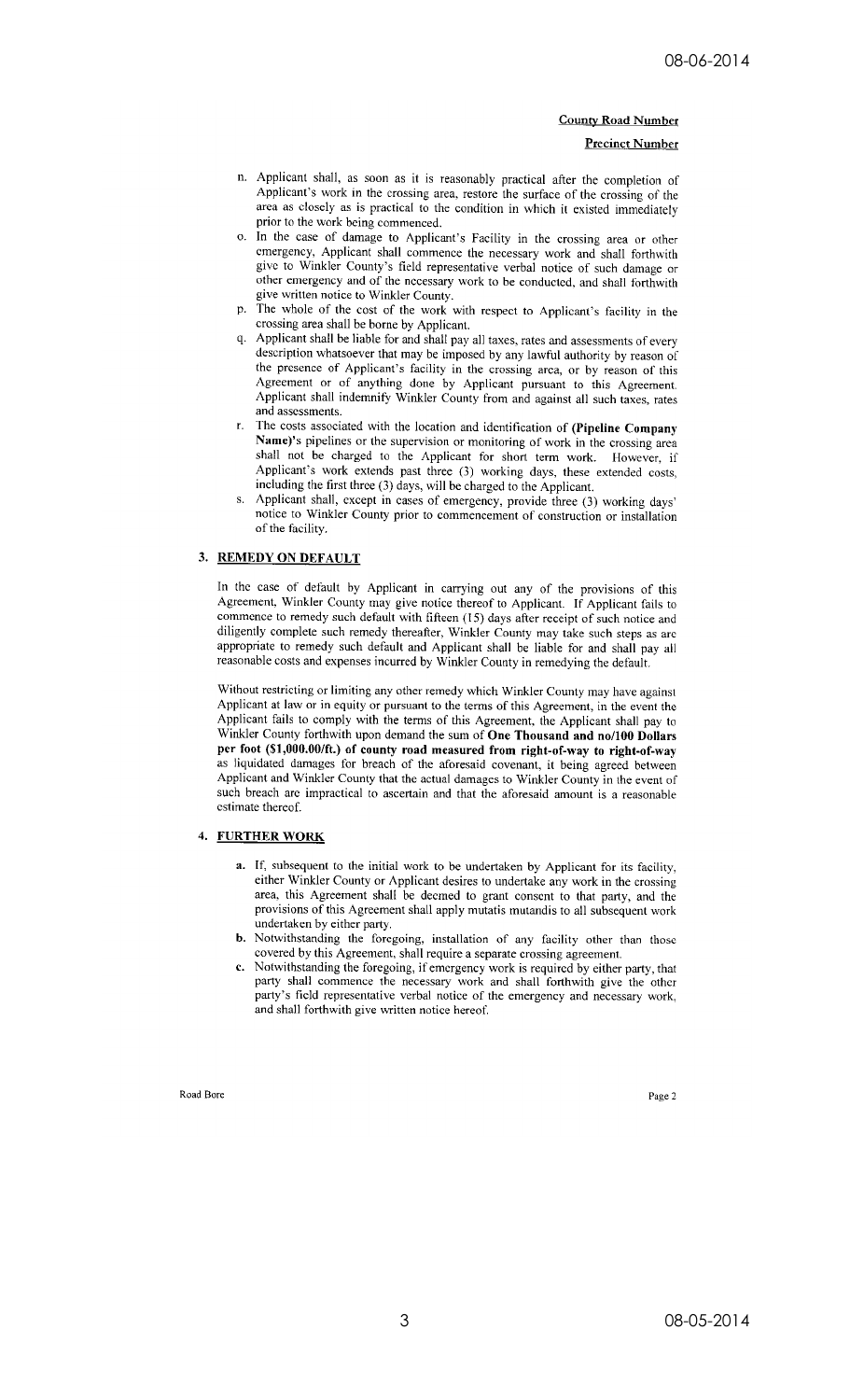**County Road Number**

**Precinct Number**

n. Applicant shall, as soon as it is reasonably practical after the completion of Applicant's work in the crossing area, restore the surface of the crossing of the area as closely as is practical to the condition in which it existed immediately prior to the work being commenced.

o. In the case of damage to Applicant's Facility in the crossing area or other emergency, Applicant shall commence the necessary work and shall forthwith give to Winkler County's field representative verbal notice of such damage or other emergency and of the necessary work to be conducted, and shall forthwith give written notice to Winkler County.

p. The whole of the cost of the work with respect to Applicant's facility in the crossing area shall be borne by Applicant.

q. Applicant shall be liable for and shall pay all taxes, rates and assessments of every description whatsoever that may be imposed by any lawful authority by reason of the presence of Applicant's facility in the crossing area, or by reason of this Agreement or of anything done by Applicant pursuant to this Agreement. Applicant shall indemnify Winkler County from and against all such taxes, rates and assessments.

r. The costs associated with the location and identification of **(Pipeline Company Name)**'s pipelines or the supervision or monitoring of work in the crossing area shall not be charged to the Applicant for short term work. However, if Applicant's work extends past three (3) working days, these extended costs, including the first three (3) days, will be charged to the Applicant.

s. Applicant shall, except in cases of emergency, provide three (3) working days' notice to Winkler County prior to commencement of construction or installation of the facility.

## 3. REMEDY ON DEFAULT

In the case of default by Applicant in carrying out any of the provisions of this Agreement, Winkler County may give notice thereof to Applicant. If Applicant fails to commence to remedy such default with fifteen (15) days after receipt of such notice and diligently complete such remedy thereafter, Winkler County may take such steps as are appropriate to remedy such default and Applicant shall be liable for and shall pay all reasonable costs and expenses incurred by Winkler County in remedying the default.

Without restricting or limiting any other remedy which Winkler County may have against Applicant at law or in equity or pursuant to the terms of this Agreement, in the event the Applicant fails to comply with the terms of this Agreement, the Applicant shall pay to Winkler County forthwith upon demand the sum of **One Thousand and no/100 Dollars per foot ($1,000.00/ft.) of county road measured from right-of-way to right-of-way** as liquidated damages for breach of the aforesaid covenant, it being agreed between Applicant and Winkler County that the actual damages to Winkler County in the event of such breach are impractical to ascertain and that the aforesaid amount is a reasonable estimate thereof.

## 4. FURTHER WORK

**a.** If, subsequent to the initial work to be undertaken by Applicant for its facility, either Winkler County or Applicant desires to undertake any work in the crossing area, this Agreement shall be deemed to grant consent to that party, and the provisions of this Agreement shall apply mutatis mutandis to all subsequent work undertaken by either party.

**b.** Notwithstanding the foregoing, installation of any facility other than those covered by this Agreement, shall require a separate crossing agreement.

**c.** Notwithstanding the foregoing, if emergency work is required by either party, that party shall commence the necessary work and shall forthwith give the other party's field representative verbal notice of the emergency and necessary work, and shall forthwith give written notice hereof.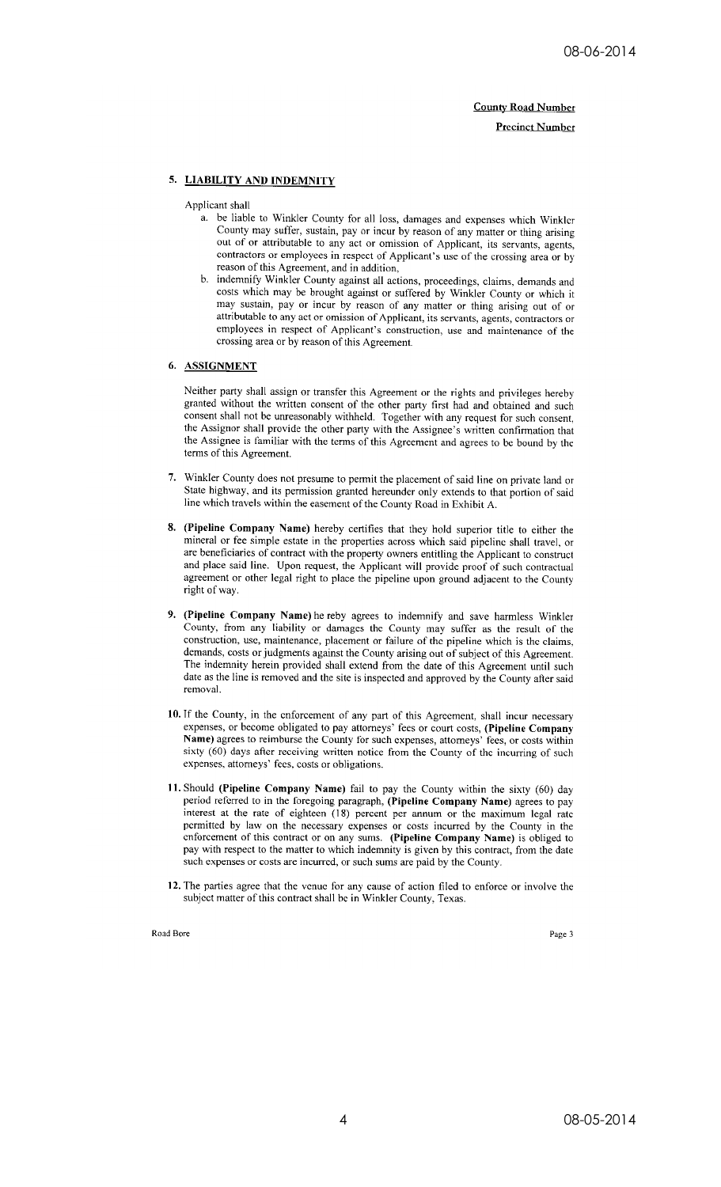**County Road Number**

**Precinct Number**

## 5. LIABILITY AND INDEMNITY

Applicant shall

a. be liable to Winkler County for all loss, damages and expenses which Winkler County may suffer, sustain, pay or incur by reason of any matter or thing arising out of or attributable to any act or omission of Applicant, its servants, agents, contractors or employees in respect of Applicant's use of the crossing area or by reason of this Agreement, and in addition,

b. indemnify Winkler County against all actions, proceedings, claims, demands and costs which may be brought against or suffered by Winkler County or which it may sustain, pay or incur by reason of any matter or thing arising out of or attributable to any act or omission of Applicant, its servants, agents, contractors or employees in respect of Applicant's construction, use and maintenance of the crossing area or by reason of this Agreement.

## 6. ASSIGNMENT

Neither party shall assign or transfer this Agreement or the rights and privileges hereby granted without the written consent of the other party first had and obtained and such consent shall not be unreasonably withheld. Together with any request for such consent, the Assignor shall provide the other party with the Assignee's written confirmation that the Assignee is familiar with the terms of this Agreement and agrees to be bound by the terms of this Agreement.

7. Winkler County does not presume to permit the placement of said line on private land or State highway, and its permission granted hereunder only extends to that portion of said line which travels within the easement of the County Road in Exhibit A.

8. **(Pipeline Company Name)** hereby certifies that they hold superior title to either the mineral or fee simple estate in the properties across which said pipeline shall travel, or are beneficiaries of contract with the property owners entitling the Applicant to construct and place said line. Upon request, the Applicant will provide proof of such contractual agreement or other legal right to place the pipeline upon ground adjacent to the County right of way.

9. **(Pipeline Company Name)** hereby agrees to indemnify and save harmless Winkler County, from any liability or damages the County may suffer as the result of the construction, use, maintenance, placement or failure of the pipeline which is the claims, demands, costs or judgments against the County arising out of subject of this Agreement. The indemnity herein provided shall extend from the date of this Agreement until such date as the line is removed and the site is inspected and approved by the County after said removal.

10. If the County, in the enforcement of any part of this Agreement, shall incur necessary expenses, or become obligated to pay attorneys' fees or court costs, **(Pipeline Company Name)** agrees to reimburse the County for such expenses, attorneys' fees, or costs within sixty (60) days after receiving written notice from the County of the incurring of such expenses, attorneys' fees, costs or obligations.

11. Should **(Pipeline Company Name)** fail to pay the County within the sixty (60) day period referred to in the foregoing paragraph, **(Pipeline Company Name)** agrees to pay interest at the rate of eighteen (18) percent per annum or the maximum legal rate permitted by law on the necessary expenses or costs incurred by the County in the enforcement of this contract or on any sums. **(Pipeline Company Name)** is obliged to pay with respect to the matter to which indemnity is given by this contract, from the date such expenses or costs are incurred, or such sums are paid by the County.

12. The parties agree that the venue for any cause of action filed to enforce or involve the subject matter of this contract shall be in Winkler County, Texas.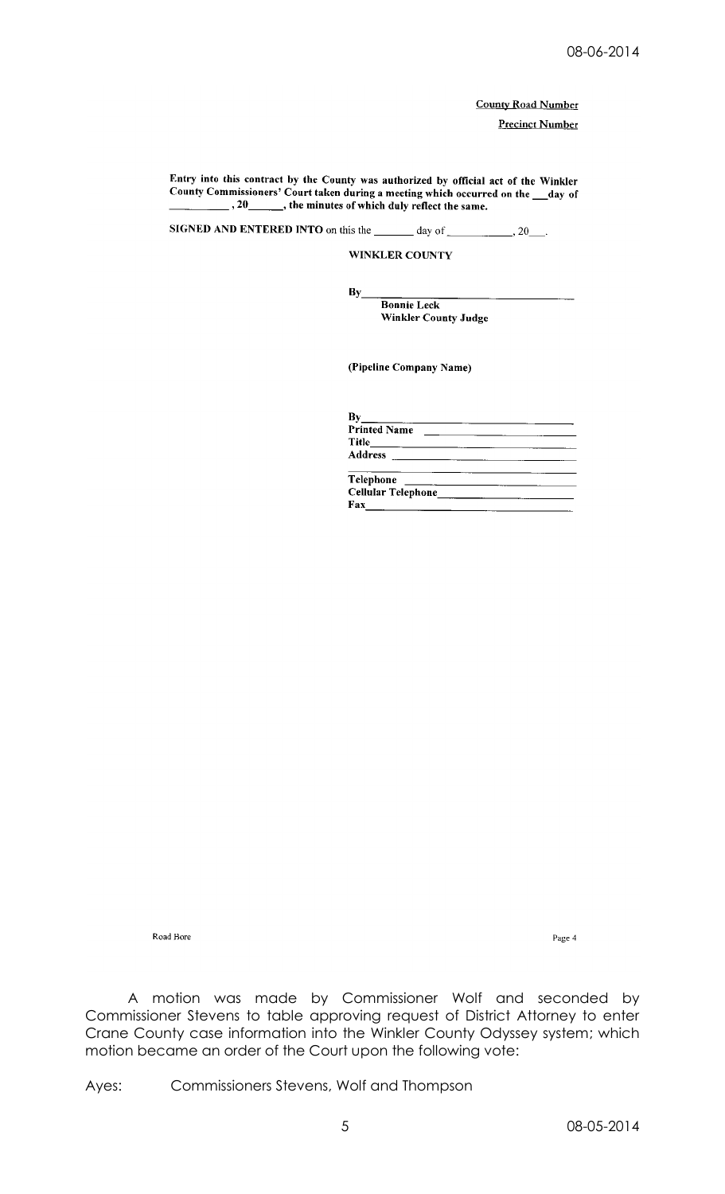County Road Number

Precinct Number

**Entry into this contract by the County was authorized by official act of the Winkler County Commissioners' Court taken during a meeting which occurred on the \_\_\_day of \_\_\_\_\_\_\_\_\_\_, 20\_\_\_\_\_\_, the minutes of which duly reflect the same.**

**SIGNED AND ENTERED INTO** on this the \_\_\_\_\_\_\_ day of \_\_\_\_\_\_\_\_\_\_\_\_, 20\_\_\_.

**WINKLER COUNTY**

**By**\_\_\_\_\_\_\_\_\_\_\_\_\_\_\_\_\_\_\_\_\_\_\_\_\_\_\_\_\_\_\_\_\_\_\_\_
**Bonnie Leck**
**Winkler County Judge**

**(Pipeline Company Name)**

**By**\_\_\_\_\_\_\_\_\_\_\_\_\_\_\_\_\_\_\_\_\_\_\_\_\_\_\_\_\_\_\_\_\_\_\_\_
**Printed Name** \_\_\_\_\_\_\_\_\_\_\_\_\_\_\_\_\_\_\_\_\_\_\_\_\_\_
**Title**\_\_\_\_\_\_\_\_\_\_\_\_\_\_\_\_\_\_\_\_\_\_\_\_\_\_\_\_\_\_\_\_\_\_
**Address** \_\_\_\_\_\_\_\_\_\_\_\_\_\_\_\_\_\_\_\_\_\_\_\_\_\_\_\_\_\_
\_\_\_\_\_\_\_\_\_\_\_\_\_\_\_\_\_\_\_\_\_\_\_\_\_\_\_\_\_\_\_\_\_\_\_\_\_\_
**Telephone** \_\_\_\_\_\_\_\_\_\_\_\_\_\_\_\_\_\_\_\_\_\_\_\_\_\_\_\_
**Cellular Telephone**\_\_\_\_\_\_\_\_\_\_\_\_\_\_\_\_\_\_\_\_
**Fax**\_\_\_\_\_\_\_\_\_\_\_\_\_\_\_\_\_\_\_\_\_\_\_\_\_\_\_\_\_\_\_\_\_\_\_

Road Bore

A motion was made by Commissioner Wolf and seconded by Commissioner Stevens to table approving request of District Attorney to enter Crane County case information into the Winkler County Odyssey system; which motion became an order of the Court upon the following vote:

Ayes: Commissioners Stevens, Wolf and Thompson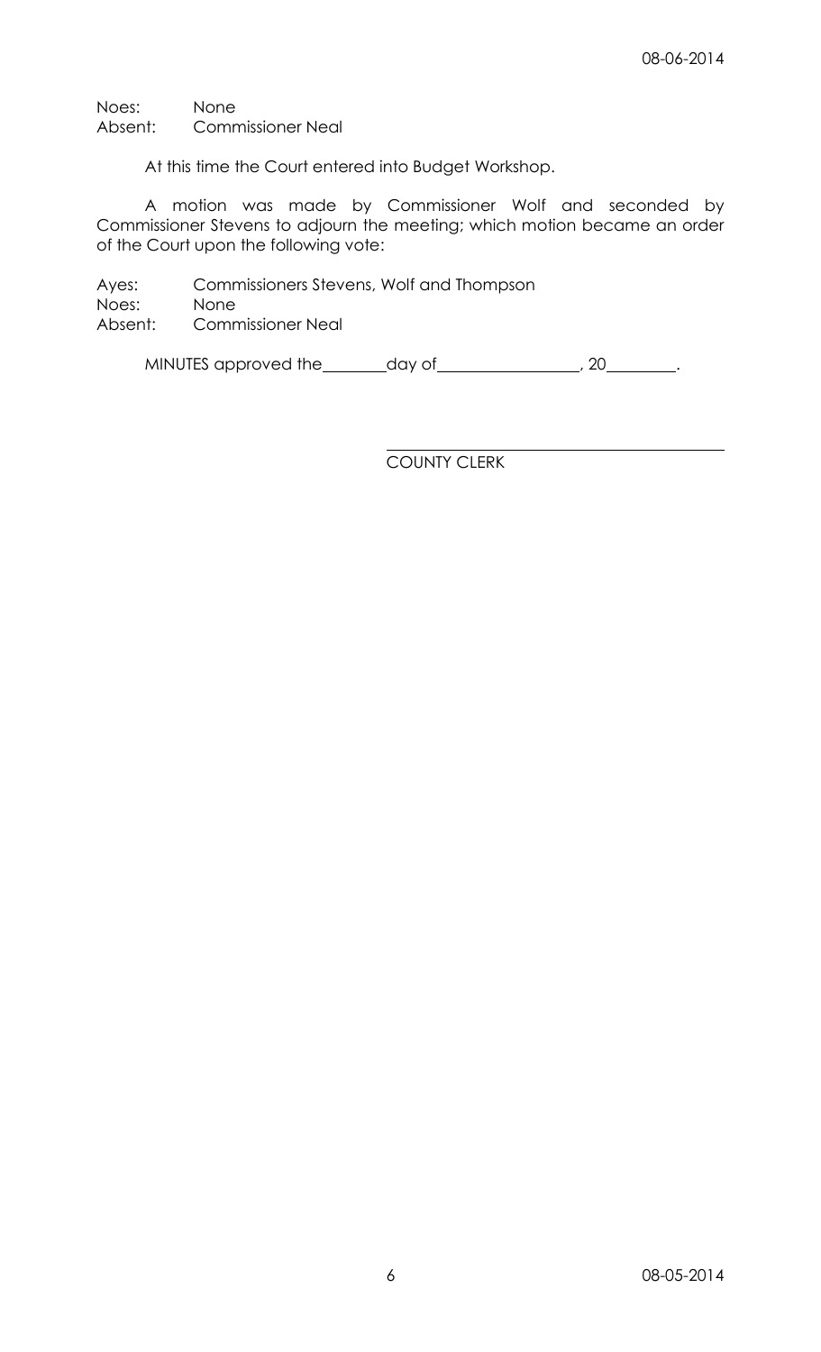Noes: None
Absent: Commissioner Neal

At this time the Court entered into Budget Workshop.

A motion was made by Commissioner Wolf and seconded by Commissioner Stevens to adjourn the meeting; which motion became an order of the Court upon the following vote:

Ayes: Commissioners Stevens, Wolf and Thompson
Noes: None
Absent: Commissioner Neal

MINUTES approved the ________ day of __________________, 20________.

\_\_\_\_\_\_\_\_\_\_\_\_\_\_\_\_\_\_\_\_\_\_\_\_\_\_\_\_\_\_\_\_\_\_\_\_\_\_\_\_

COUNTY CLERK